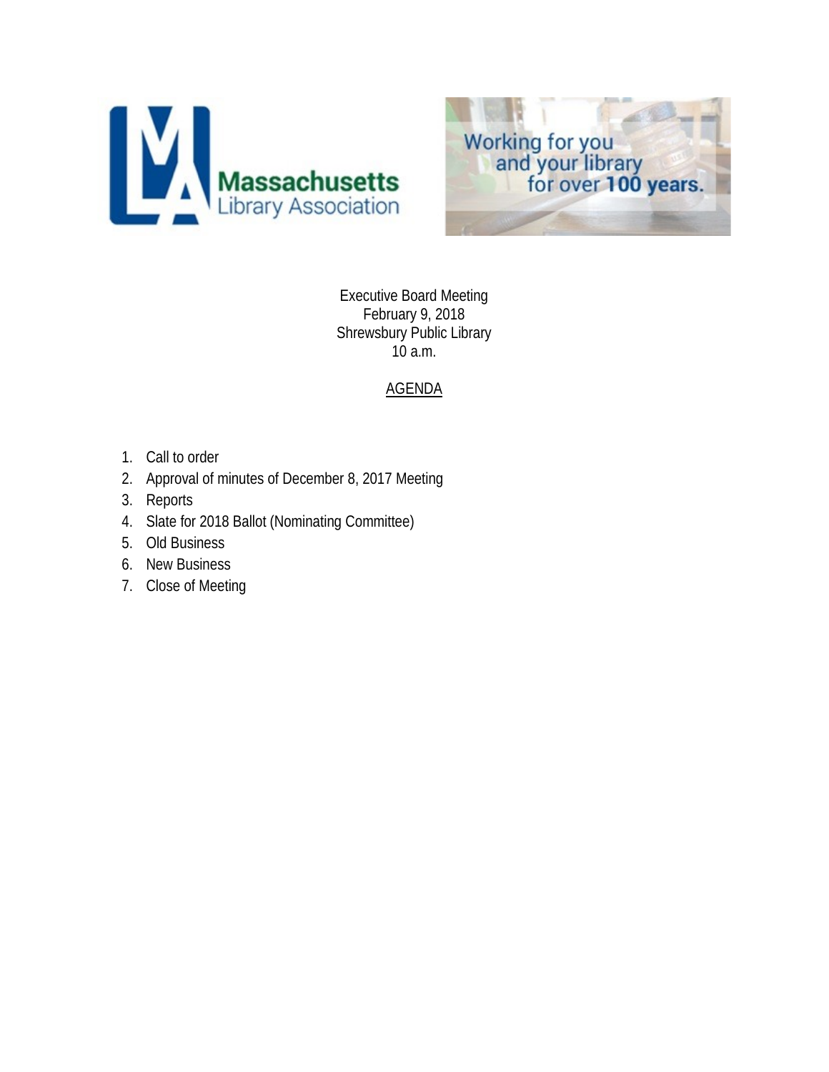Massachusetts Library Association

Working for you and your library for over 100 years.

Executive Board Meeting
February 9, 2018
Shrewsbury Public Library
10 a.m.

AGENDA

1. Call to order
2. Approval of minutes of December 8, 2017 Meeting
3. Reports
4. Slate for 2018 Ballot (Nominating Committee)
5. Old Business
6. New Business
7. Close of Meeting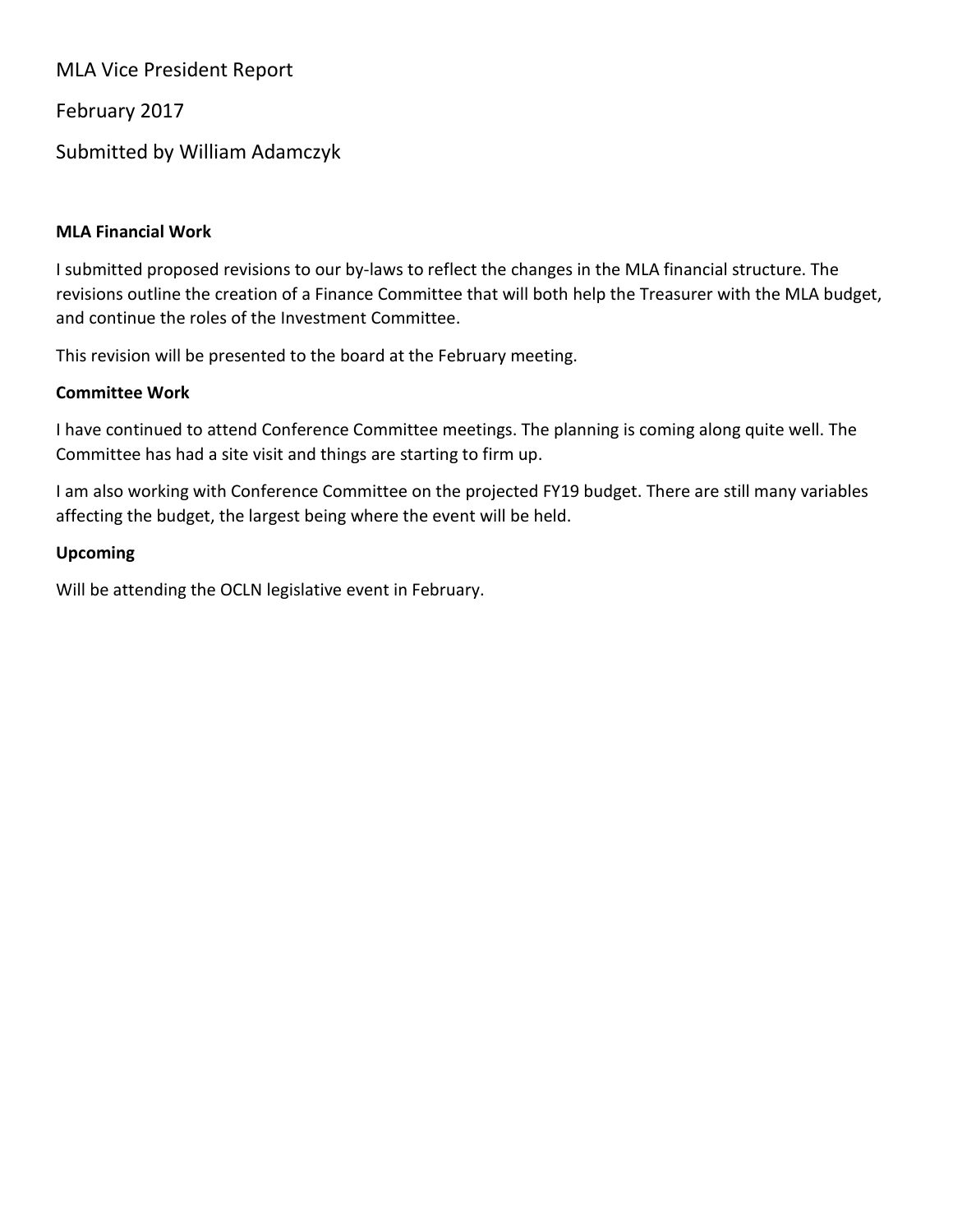# MLA Vice President Report

February 2017

Submitted by William Adamczyk

**MLA Financial Work**

I submitted proposed revisions to our by-laws to reflect the changes in the MLA financial structure. The revisions outline the creation of a Finance Committee that will both help the Treasurer with the MLA budget, and continue the roles of the Investment Committee.

This revision will be presented to the board at the February meeting.

**Committee Work**

I have continued to attend Conference Committee meetings. The planning is coming along quite well. The Committee has had a site visit and things are starting to firm up.

I am also working with Conference Committee on the projected FY19 budget. There are still many variables affecting the budget, the largest being where the event will be held.

**Upcoming**

Will be attending the OCLN legislative event in February.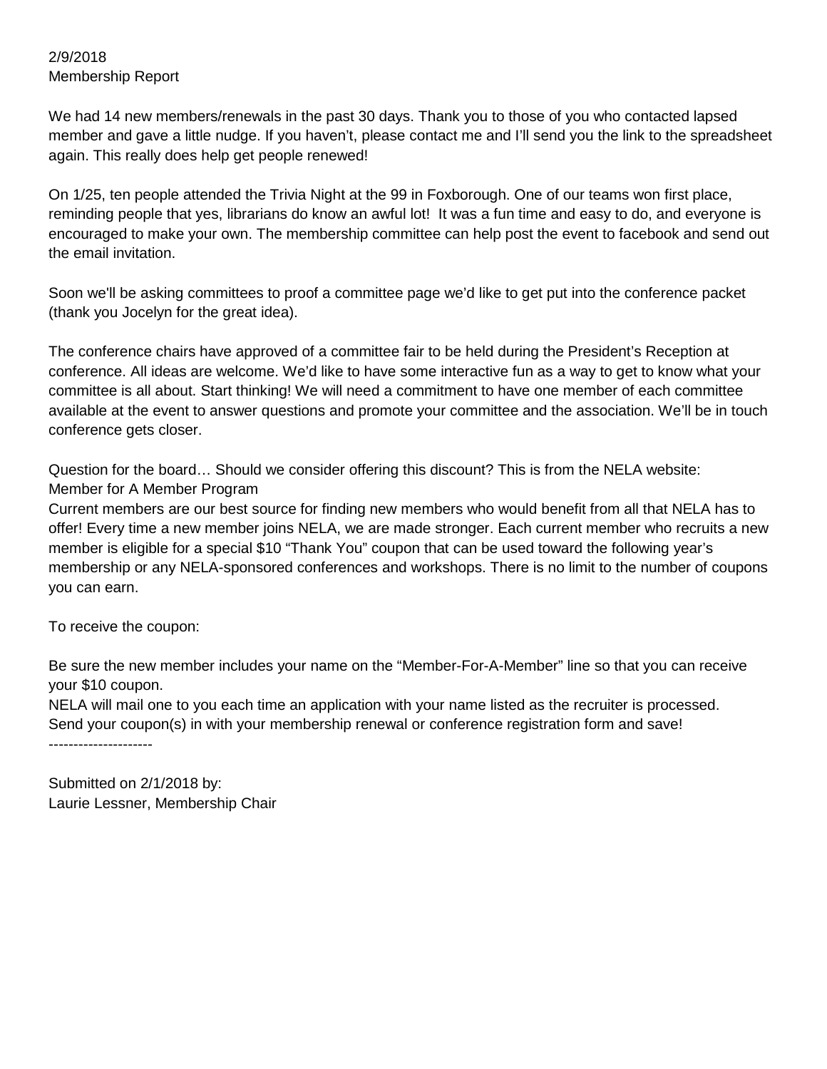2/9/2018
Membership Report

We had 14 new members/renewals in the past 30 days. Thank you to those of you who contacted lapsed member and gave a little nudge. If you haven't, please contact me and I'll send you the link to the spreadsheet again. This really does help get people renewed!

On 1/25, ten people attended the Trivia Night at the 99 in Foxborough. One of our teams won first place, reminding people that yes, librarians do know an awful lot! It was a fun time and easy to do, and everyone is encouraged to make your own. The membership committee can help post the event to facebook and send out the email invitation.

Soon we'll be asking committees to proof a committee page we'd like to get put into the conference packet (thank you Jocelyn for the great idea).

The conference chairs have approved of a committee fair to be held during the President's Reception at conference. All ideas are welcome. We'd like to have some interactive fun as a way to get to know what your committee is all about. Start thinking! We will need a commitment to have one member of each committee available at the event to answer questions and promote your committee and the association. We'll be in touch conference gets closer.

Question for the board… Should we consider offering this discount? This is from the NELA website:
Member for A Member Program
Current members are our best source for finding new members who would benefit from all that NELA has to offer! Every time a new member joins NELA, we are made stronger. Each current member who recruits a new member is eligible for a special $10 "Thank You" coupon that can be used toward the following year's membership or any NELA-sponsored conferences and workshops. There is no limit to the number of coupons you can earn.

To receive the coupon:

Be sure the new member includes your name on the "Member-For-A-Member" line so that you can receive your $10 coupon.
NELA will mail one to you each time an application with your name listed as the recruiter is processed.
Send your coupon(s) in with your membership renewal or conference registration form and save!
---------------------

Submitted on 2/1/2018 by:
Laurie Lessner, Membership Chair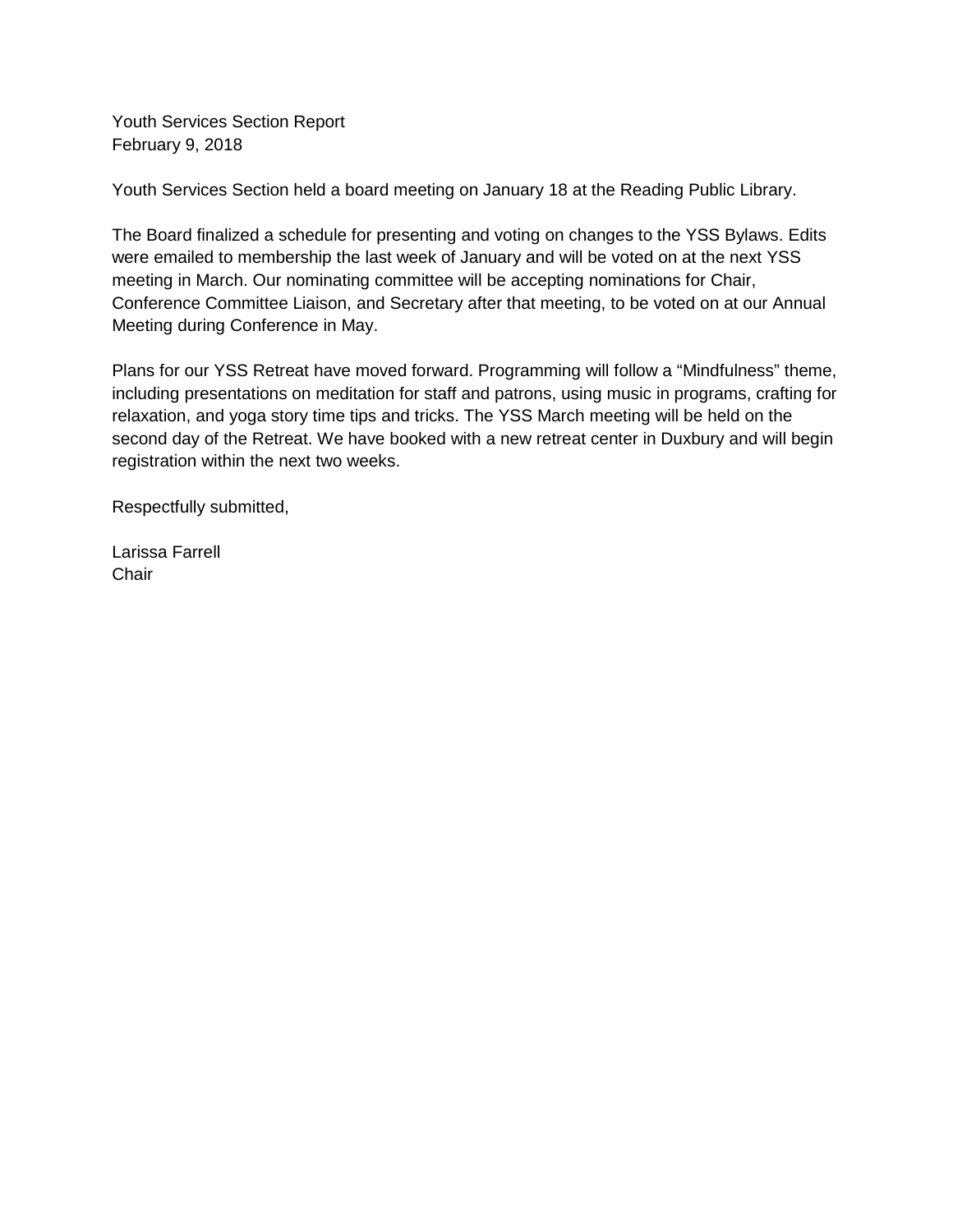Youth Services Section Report
February 9, 2018

Youth Services Section held a board meeting on January 18 at the Reading Public Library.

The Board finalized a schedule for presenting and voting on changes to the YSS Bylaws. Edits were emailed to membership the last week of January and will be voted on at the next YSS meeting in March. Our nominating committee will be accepting nominations for Chair, Conference Committee Liaison, and Secretary after that meeting, to be voted on at our Annual Meeting during Conference in May.

Plans for our YSS Retreat have moved forward. Programming will follow a “Mindfulness” theme, including presentations on meditation for staff and patrons, using music in programs, crafting for relaxation, and yoga story time tips and tricks. The YSS March meeting will be held on the second day of the Retreat. We have booked with a new retreat center in Duxbury and will begin registration within the next two weeks.

Respectfully submitted,

Larissa Farrell
Chair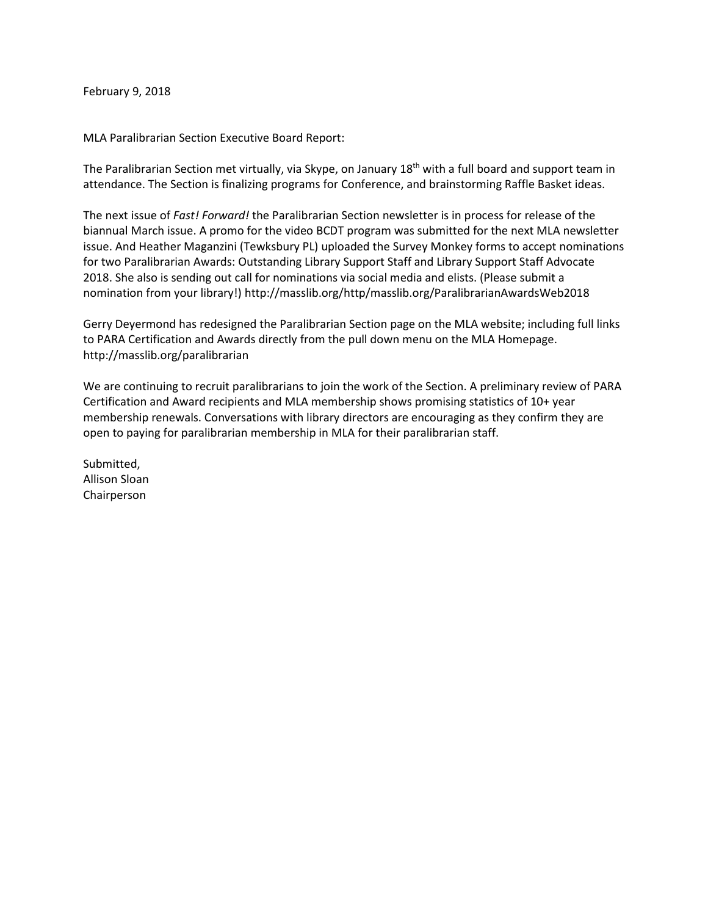February 9, 2018

MLA Paralibrarian Section Executive Board Report:

The Paralibrarian Section met virtually, via Skype, on January 18th with a full board and support team in attendance. The Section is finalizing programs for Conference, and brainstorming Raffle Basket ideas.

The next issue of *Fast! Forward!* the Paralibrarian Section newsletter is in process for release of the biannual March issue. A promo for the video BCDT program was submitted for the next MLA newsletter issue. And Heather Maganzini (Tewksbury PL) uploaded the Survey Monkey forms to accept nominations for two Paralibrarian Awards: Outstanding Library Support Staff and Library Support Staff Advocate 2018. She also is sending out call for nominations via social media and elists. (Please submit a nomination from your library!) http://masslib.org/http/masslib.org/ParalibrarianAwardsWeb2018

Gerry Deyermond has redesigned the Paralibrarian Section page on the MLA website; including full links to PARA Certification and Awards directly from the pull down menu on the MLA Homepage. http://masslib.org/paralibrarian

We are continuing to recruit paralibrarians to join the work of the Section. A preliminary review of PARA Certification and Award recipients and MLA membership shows promising statistics of 10+ year membership renewals. Conversations with library directors are encouraging as they confirm they are open to paying for paralibrarian membership in MLA for their paralibrarian staff.

Submitted,
Allison Sloan
Chairperson